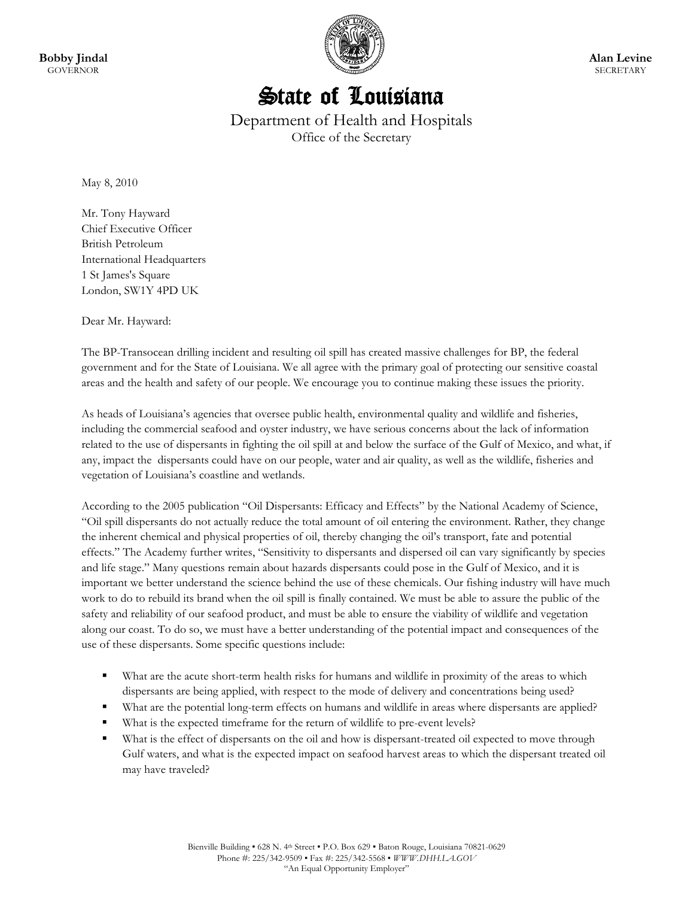**Bobby Jindal**
GOVERNOR

**Alan Levine**
SECRETARY

# State of Louisiana

Department of Health and Hospitals
Office of the Secretary

May 8, 2010

Mr. Tony Hayward
Chief Executive Officer
British Petroleum
International Headquarters
1 St James's Square
London, SW1Y 4PD UK

Dear Mr. Hayward:

The BP-Transocean drilling incident and resulting oil spill has created massive challenges for BP, the federal government and for the State of Louisiana. We all agree with the primary goal of protecting our sensitive coastal areas and the health and safety of our people. We encourage you to continue making these issues the priority.

As heads of Louisiana's agencies that oversee public health, environmental quality and wildlife and fisheries, including the commercial seafood and oyster industry, we have serious concerns about the lack of information related to the use of dispersants in fighting the oil spill at and below the surface of the Gulf of Mexico, and what, if any, impact the dispersants could have on our people, water and air quality, as well as the wildlife, fisheries and vegetation of Louisiana's coastline and wetlands.

According to the 2005 publication "Oil Dispersants: Efficacy and Effects" by the National Academy of Science, "Oil spill dispersants do not actually reduce the total amount of oil entering the environment. Rather, they change the inherent chemical and physical properties of oil, thereby changing the oil's transport, fate and potential effects." The Academy further writes, "Sensitivity to dispersants and dispersed oil can vary significantly by species and life stage." Many questions remain about hazards dispersants could pose in the Gulf of Mexico, and it is important we better understand the science behind the use of these chemicals. Our fishing industry will have much work to do to rebuild its brand when the oil spill is finally contained. We must be able to assure the public of the safety and reliability of our seafood product, and must be able to ensure the viability of wildlife and vegetation along our coast. To do so, we must have a better understanding of the potential impact and consequences of the use of these dispersants. Some specific questions include:

- What are the acute short-term health risks for humans and wildlife in proximity of the areas to which dispersants are being applied, with respect to the mode of delivery and concentrations being used?
- What are the potential long-term effects on humans and wildlife in areas where dispersants are applied?
- What is the expected timeframe for the return of wildlife to pre-event levels?
- What is the effect of dispersants on the oil and how is dispersant-treated oil expected to move through Gulf waters, and what is the expected impact on seafood harvest areas to which the dispersant treated oil may have traveled?

Bienville Building ▪ 628 N. 4th Street ▪ P.O. Box 629 ▪ Baton Rouge, Louisiana 70821-0629
Phone #: 225/342-9509 ▪ Fax #: 225/342-5568 ▪ *WWW.DHH.LA.GOV*
"An Equal Opportunity Employer"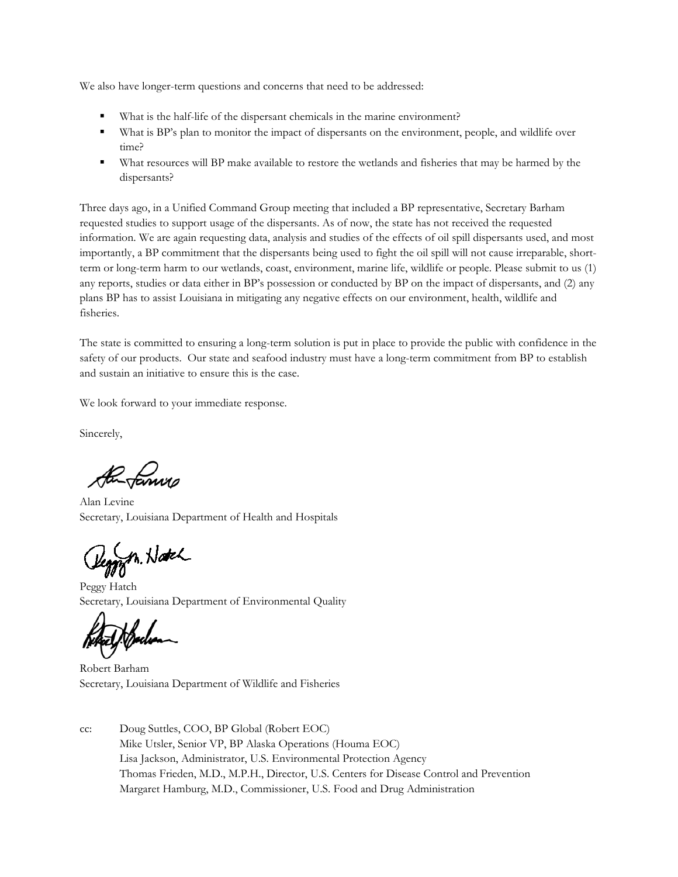We also have longer-term questions and concerns that need to be addressed:

- What is the half-life of the dispersant chemicals in the marine environment?
- What is BP's plan to monitor the impact of dispersants on the environment, people, and wildlife over time?
- What resources will BP make available to restore the wetlands and fisheries that may be harmed by the dispersants?

Three days ago, in a Unified Command Group meeting that included a BP representative, Secretary Barham requested studies to support usage of the dispersants. As of now, the state has not received the requested information. We are again requesting data, analysis and studies of the effects of oil spill dispersants used, and most importantly, a BP commitment that the dispersants being used to fight the oil spill will not cause irreparable, short-term or long-term harm to our wetlands, coast, environment, marine life, wildlife or people. Please submit to us (1) any reports, studies or data either in BP's possession or conducted by BP on the impact of dispersants, and (2) any plans BP has to assist Louisiana in mitigating any negative effects on our environment, health, wildlife and fisheries.

The state is committed to ensuring a long-term solution is put in place to provide the public with confidence in the safety of our products. Our state and seafood industry must have a long-term commitment from BP to establish and sustain an initiative to ensure this is the case.

We look forward to your immediate response.

Sincerely,

Alan Levine
Secretary, Louisiana Department of Health and Hospitals

Peggy Hatch
Secretary, Louisiana Department of Environmental Quality

Robert Barham
Secretary, Louisiana Department of Wildlife and Fisheries

cc: Doug Suttles, COO, BP Global (Robert EOC)
Mike Utsler, Senior VP, BP Alaska Operations (Houma EOC)
Lisa Jackson, Administrator, U.S. Environmental Protection Agency
Thomas Frieden, M.D., M.P.H., Director, U.S. Centers for Disease Control and Prevention
Margaret Hamburg, M.D., Commissioner, U.S. Food and Drug Administration